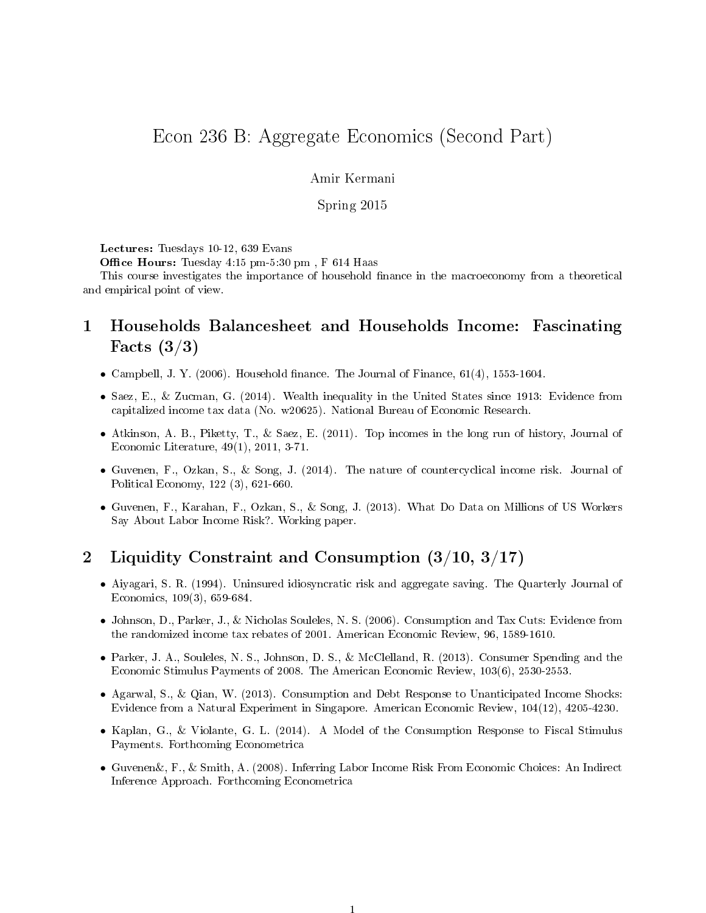# Econ 236 B: Aggregate Economics (Second Part)

Amir Kermani

Spring 2015

**Lectures:** Tuesdays 10-12, 639 Evans

**Office Hours:** Tuesday 4:15 pm-5:30 pm , F 614 Haas

This course investigates the importance of household finance in the macroeconomy from a theoretical and empirical point of view.

## 1 Households Balancesheet and Households Income: Fascinating Facts (3/3)

- Campbell, J. Y. (2006). Household finance. The Journal of Finance, 61(4), 1553-1604.
- Saez, E., & Zucman, G. (2014). Wealth inequality in the United States since 1913: Evidence from capitalized income tax data (No. w20625). National Bureau of Economic Research.
- Atkinson, A. B., Piketty, T., & Saez, E. (2011). Top incomes in the long run of history, Journal of Economic Literature, 49(1), 2011, 3-71.
- Guvenen, F., Ozkan, S., & Song, J. (2014). The nature of countercyclical income risk. Journal of Political Economy, 122 (3), 621-660.
- Guvenen, F., Karahan, F., Ozkan, S., & Song, J. (2013). What Do Data on Millions of US Workers Say About Labor Income Risk?. Working paper.

## 2 Liquidity Constraint and Consumption (3/10, 3/17)

- Aiyagari, S. R. (1994). Uninsured idiosyncratic risk and aggregate saving. The Quarterly Journal of Economics, 109(3), 659-684.
- Johnson, D., Parker, J., & Nicholas Souleles, N. S. (2006). Consumption and Tax Cuts: Evidence from the randomized income tax rebates of 2001. American Economic Review, 96, 1589-1610.
- Parker, J. A., Souleles, N. S., Johnson, D. S., & McClelland, R. (2013). Consumer Spending and the Economic Stimulus Payments of 2008. The American Economic Review, 103(6), 2530-2553.
- Agarwal, S., & Qian, W. (2013). Consumption and Debt Response to Unanticipated Income Shocks: Evidence from a Natural Experiment in Singapore. American Economic Review, 104(12), 4205-4230.
- Kaplan, G., & Violante, G. L. (2014). A Model of the Consumption Response to Fiscal Stimulus Payments. Forthcoming Econometrica
- Guvenen&, F., & Smith, A. (2008). Inferring Labor Income Risk From Economic Choices: An Indirect Inference Approach. Forthcoming Econometrica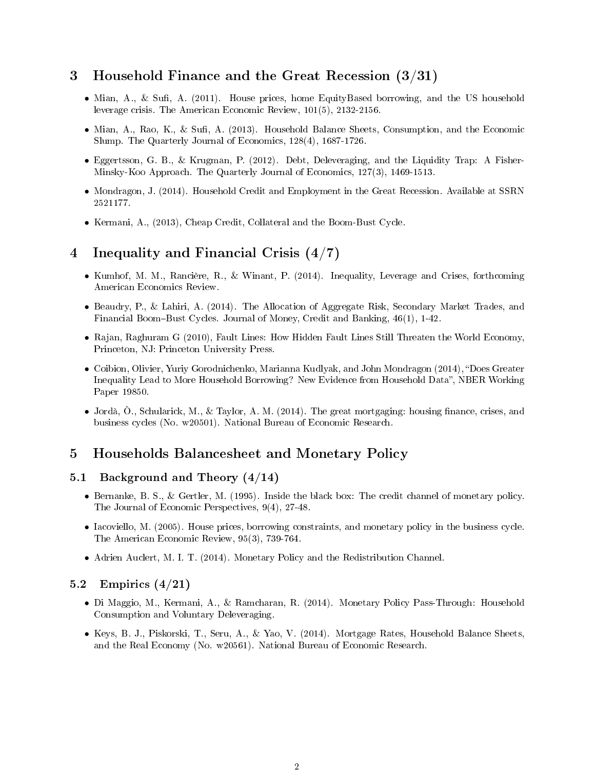## 3 Household Finance and the Great Recession (3/31)

- Mian, A., & Sufi, A. (2011). House prices, home EquityBased borrowing, and the US household leverage crisis. The American Economic Review, 101(5), 2132-2156.
- Mian, A., Rao, K., & Sufi, A. (2013). Household Balance Sheets, Consumption, and the Economic Slump. The Quarterly Journal of Economics, 128(4), 1687-1726.
- Eggertsson, G. B., & Krugman, P. (2012). Debt, Deleveraging, and the Liquidity Trap: A Fisher-Minsky-Koo Approach. The Quarterly Journal of Economics, 127(3), 1469-1513.
- Mondragon, J. (2014). Household Credit and Employment in the Great Recession. Available at SSRN 2521177.
- Kermani, A., (2013), Cheap Credit, Collateral and the Boom-Bust Cycle.

## 4 Inequality and Financial Crisis (4/7)

- Kumhof, M. M., Rancière, R., & Winant, P. (2014). Inequality, Leverage and Crises, forthcoming American Economics Review.
- Beaudry, P., & Lahiri, A. (2014). The Allocation of Aggregate Risk, Secondary Market Trades, and Financial Boom–Bust Cycles. Journal of Money, Credit and Banking, 46(1), 1-42.
- Rajan, Raghuram G (2010), Fault Lines: How Hidden Fault Lines Still Threaten the World Economy, Princeton, NJ: Princeton University Press.
- Coibion, Olivier, Yuriy Gorodnichenko, Marianna Kudlyak, and John Mondragon (2014), "Does Greater Inequality Lead to More Household Borrowing? New Evidence from Household Data", NBER Working Paper 19850.
- Jordà, Ò., Schularick, M., & Taylor, A. M. (2014). The great mortgaging: housing finance, crises, and business cycles (No. w20501). National Bureau of Economic Research.

## 5 Households Balancesheet and Monetary Policy

### 5.1 Background and Theory (4/14)

- Bernanke, B. S., & Gertler, M. (1995). Inside the black box: The credit channel of monetary policy. The Journal of Economic Perspectives, 9(4), 27-48.
- Iacoviello, M. (2005). House prices, borrowing constraints, and monetary policy in the business cycle. The American Economic Review, 95(3), 739-764.
- Adrien Auclert, M. I. T. (2014). Monetary Policy and the Redistribution Channel.

### 5.2 Empirics (4/21)

- Di Maggio, M., Kermani, A., & Ramcharan, R. (2014). Monetary Policy Pass-Through: Household Consumption and Voluntary Deleveraging.
- Keys, B. J., Piskorski, T., Seru, A., & Yao, V. (2014). Mortgage Rates, Household Balance Sheets, and the Real Economy (No. w20561). National Bureau of Economic Research.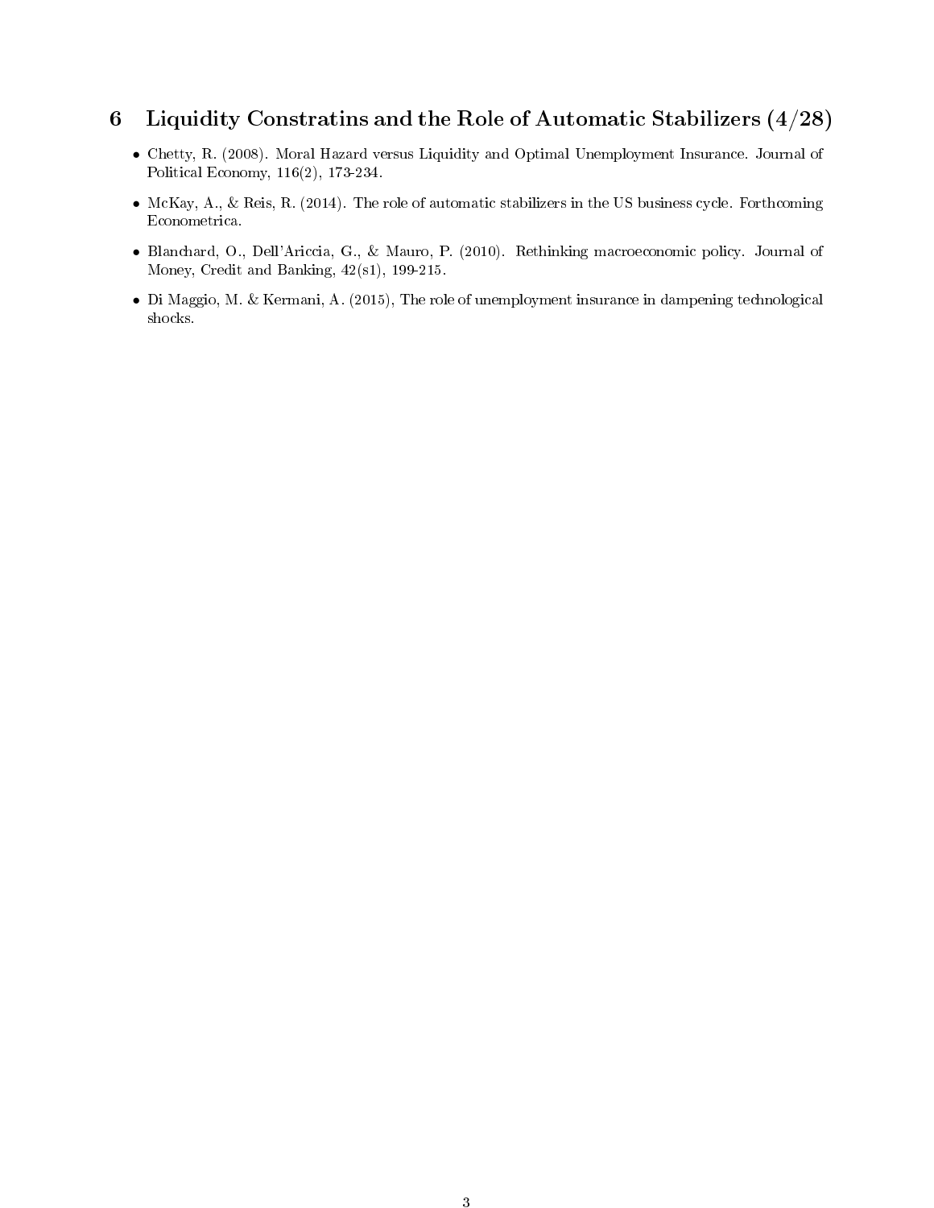## 6 Liquidity Constratins and the Role of Automatic Stabilizers (4/28)

- Chetty, R. (2008). Moral Hazard versus Liquidity and Optimal Unemployment Insurance. Journal of Political Economy, 116(2), 173-234.
- McKay, A., & Reis, R. (2014). The role of automatic stabilizers in the US business cycle. Forthcoming Econometrica.
- Blanchard, O., Dell'Ariccia, G., & Mauro, P. (2010). Rethinking macroeconomic policy. Journal of Money, Credit and Banking, 42(s1), 199-215.
- Di Maggio, M. & Kermani, A. (2015), The role of unemployment insurance in dampening technological shocks.